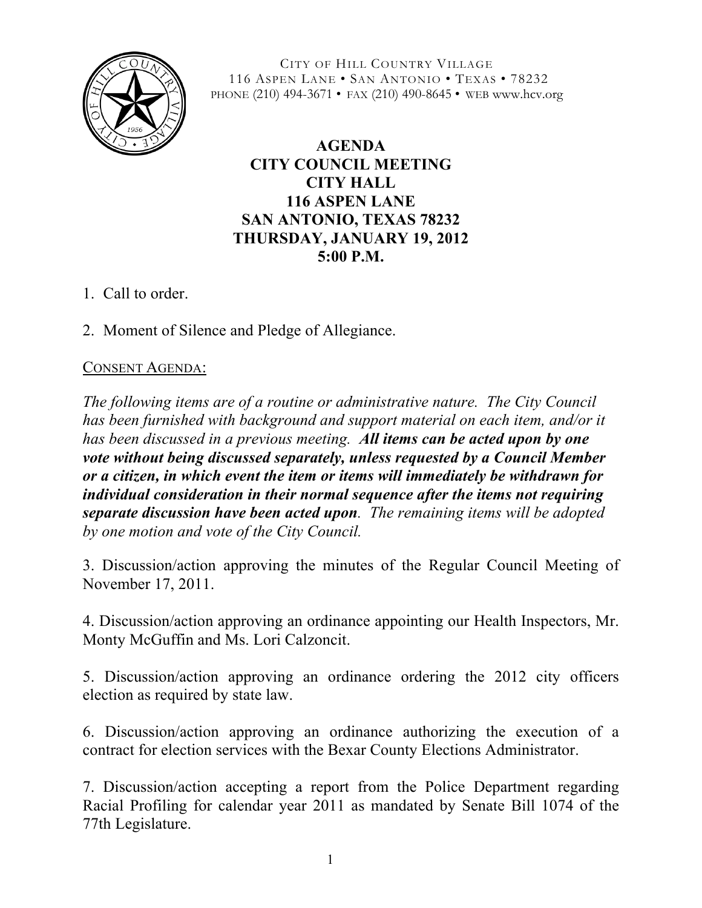CITY OF HILL COUNTRY VILLAGE
116 ASPEN LANE • SAN ANTONIO • TEXAS • 78232
PHONE (210) 494-3671 • FAX (210) 490-8645 • WEB www.hcv.org

# AGENDA
# CITY COUNCIL MEETING
# CITY HALL
# 116 ASPEN LANE
# SAN ANTONIO, TEXAS 78232
# THURSDAY, JANUARY 19, 2012
# 5:00 P.M.

1. Call to order.

2. Moment of Silence and Pledge of Allegiance.

CONSENT AGENDA:

*The following items are of a routine or administrative nature. The City Council has been furnished with background and support material on each item, and/or it has been discussed in a previous meeting.* ***All items can be acted upon by one vote without being discussed separately, unless requested by a Council Member or a citizen, in which event the item or items will immediately be withdrawn for individual consideration in their normal sequence after the items not requiring separate discussion have been acted upon****. The remaining items will be adopted by one motion and vote of the City Council.*

3. Discussion/action approving the minutes of the Regular Council Meeting of November 17, 2011.

4. Discussion/action approving an ordinance appointing our Health Inspectors, Mr. Monty McGuffin and Ms. Lori Calzoncit.

5. Discussion/action approving an ordinance ordering the 2012 city officers election as required by state law.

6. Discussion/action approving an ordinance authorizing the execution of a contract for election services with the Bexar County Elections Administrator.

7. Discussion/action accepting a report from the Police Department regarding Racial Profiling for calendar year 2011 as mandated by Senate Bill 1074 of the 77th Legislature.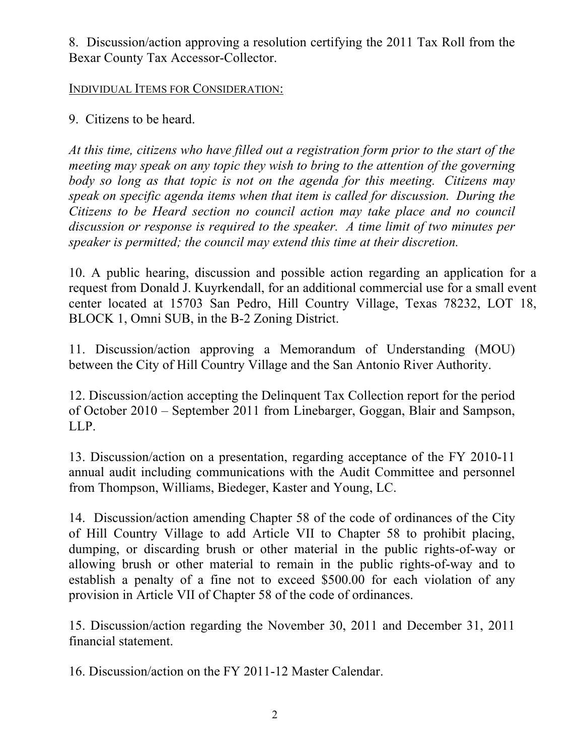8. Discussion/action approving a resolution certifying the 2011 Tax Roll from the Bexar County Tax Accessor-Collector.

<u>INDIVIDUAL ITEMS FOR CONSIDERATION:</u>

9. Citizens to be heard.

*At this time, citizens who have filled out a registration form prior to the start of the meeting may speak on any topic they wish to bring to the attention of the governing body so long as that topic is not on the agenda for this meeting. Citizens may speak on specific agenda items when that item is called for discussion. During the Citizens to be Heard section no council action may take place and no council discussion or response is required to the speaker. A time limit of two minutes per speaker is permitted; the council may extend this time at their discretion.*

10. A public hearing, discussion and possible action regarding an application for a request from Donald J. Kuyrkendall, for an additional commercial use for a small event center located at 15703 San Pedro, Hill Country Village, Texas 78232, LOT 18, BLOCK 1, Omni SUB, in the B-2 Zoning District.

11. Discussion/action approving a Memorandum of Understanding (MOU) between the City of Hill Country Village and the San Antonio River Authority.

12. Discussion/action accepting the Delinquent Tax Collection report for the period of October 2010 – September 2011 from Linebarger, Goggan, Blair and Sampson, LLP.

13. Discussion/action on a presentation, regarding acceptance of the FY 2010-11 annual audit including communications with the Audit Committee and personnel from Thompson, Williams, Biedeger, Kaster and Young, LC.

14. Discussion/action amending Chapter 58 of the code of ordinances of the City of Hill Country Village to add Article VII to Chapter 58 to prohibit placing, dumping, or discarding brush or other material in the public rights-of-way or allowing brush or other material to remain in the public rights-of-way and to establish a penalty of a fine not to exceed $500.00 for each violation of any provision in Article VII of Chapter 58 of the code of ordinances.

15. Discussion/action regarding the November 30, 2011 and December 31, 2011 financial statement.

16. Discussion/action on the FY 2011-12 Master Calendar.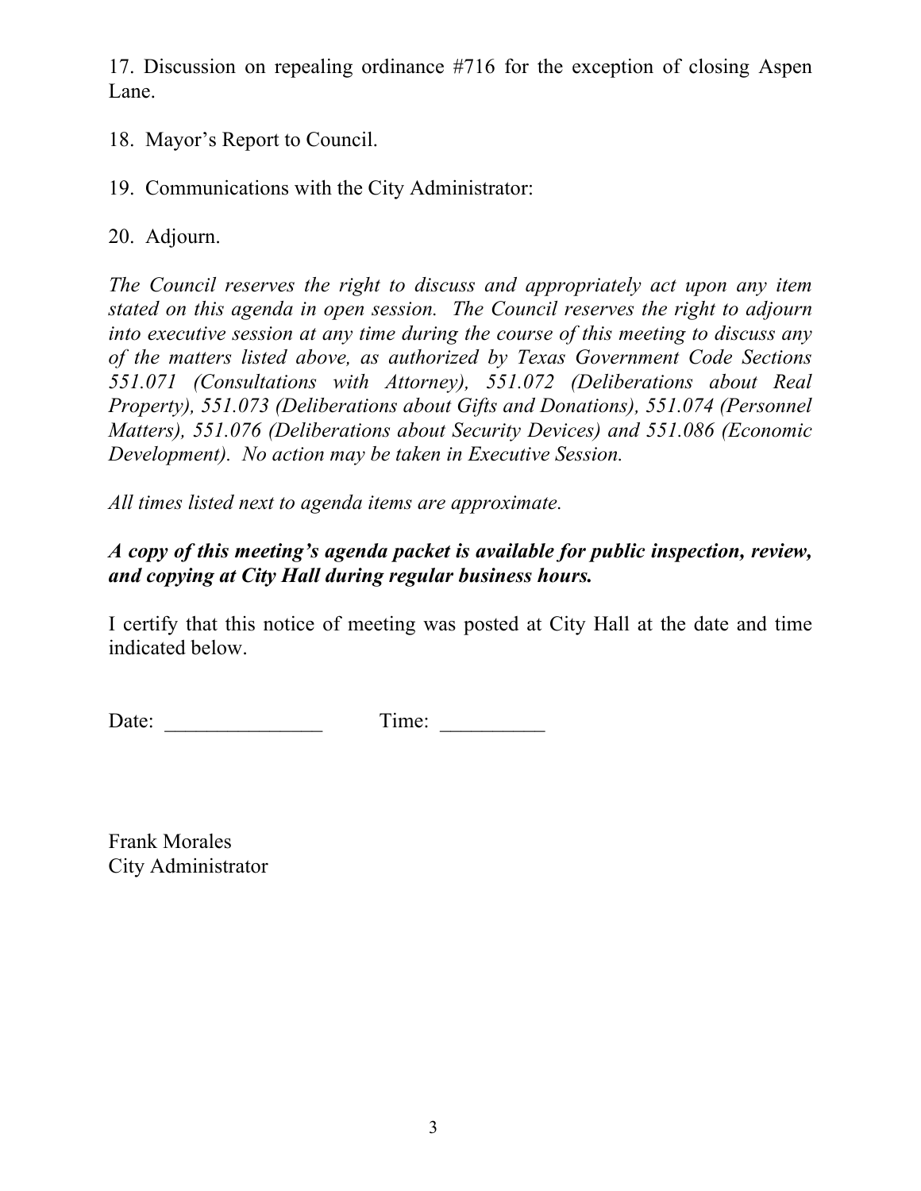17. Discussion on repealing ordinance #716 for the exception of closing Aspen Lane.

18. Mayor's Report to Council.

19. Communications with the City Administrator:

20. Adjourn.

*The Council reserves the right to discuss and appropriately act upon any item stated on this agenda in open session. The Council reserves the right to adjourn into executive session at any time during the course of this meeting to discuss any of the matters listed above, as authorized by Texas Government Code Sections 551.071 (Consultations with Attorney), 551.072 (Deliberations about Real Property), 551.073 (Deliberations about Gifts and Donations), 551.074 (Personnel Matters), 551.076 (Deliberations about Security Devices) and 551.086 (Economic Development). No action may be taken in Executive Session.*

*All times listed next to agenda items are approximate.*

***A copy of this meeting's agenda packet is available for public inspection, review, and copying at City Hall during regular business hours.***

I certify that this notice of meeting was posted at City Hall at the date and time indicated below.

Date: _______________ Time: __________

Frank Morales
City Administrator